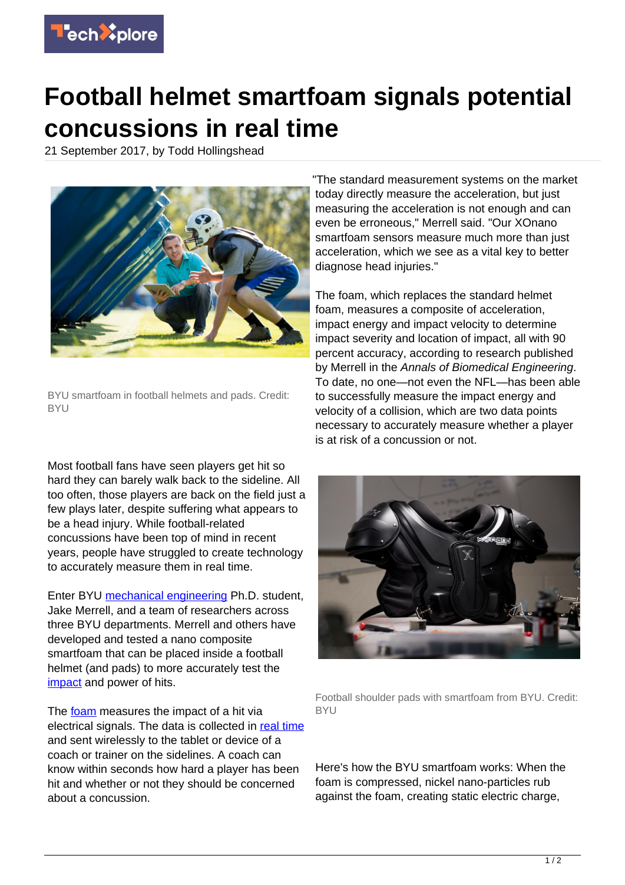# Football helmet smartfoam signals potential concussions in real time

21 September 2017, by Todd Hollingshead

BYU smartfoam in football helmets and pads. Credit: BYU

Most football fans have seen players get hit so hard they can barely walk back to the sideline. All too often, those players are back on the field just a few plays later, despite suffering what appears to be a head injury. While football-related concussions have been top of mind in recent years, people have struggled to create technology to accurately measure them in real time.

Enter BYU mechanical engineering Ph.D. student, Jake Merrell, and a team of researchers across three BYU departments. Merrell and others have developed and tested a nano composite smartfoam that can be placed inside a football helmet (and pads) to more accurately test the impact and power of hits.

The foam measures the impact of a hit via electrical signals. The data is collected in real time and sent wirelessly to the tablet or device of a coach or trainer on the sidelines. A coach can know within seconds how hard a player has been hit and whether or not they should be concerned about a concussion.

"The standard measurement systems on the market today directly measure the acceleration, but just measuring the acceleration is not enough and can even be erroneous," Merrell said. "Our XOnano smartfoam sensors measure much more than just acceleration, which we see as a vital key to better diagnose head injuries."

The foam, which replaces the standard helmet foam, measures a composite of acceleration, impact energy and impact velocity to determine impact severity and location of impact, all with 90 percent accuracy, according to research published by Merrell in the *Annals of Biomedical Engineering*. To date, no one—not even the NFL—has been able to successfully measure the impact energy and velocity of a collision, which are two data points necessary to accurately measure whether a player is at risk of a concussion or not.

Football shoulder pads with smartfoam from BYU. Credit: BYU

Here's how the BYU smartfoam works: When the foam is compressed, nickel nano-particles rub against the foam, creating static electric charge,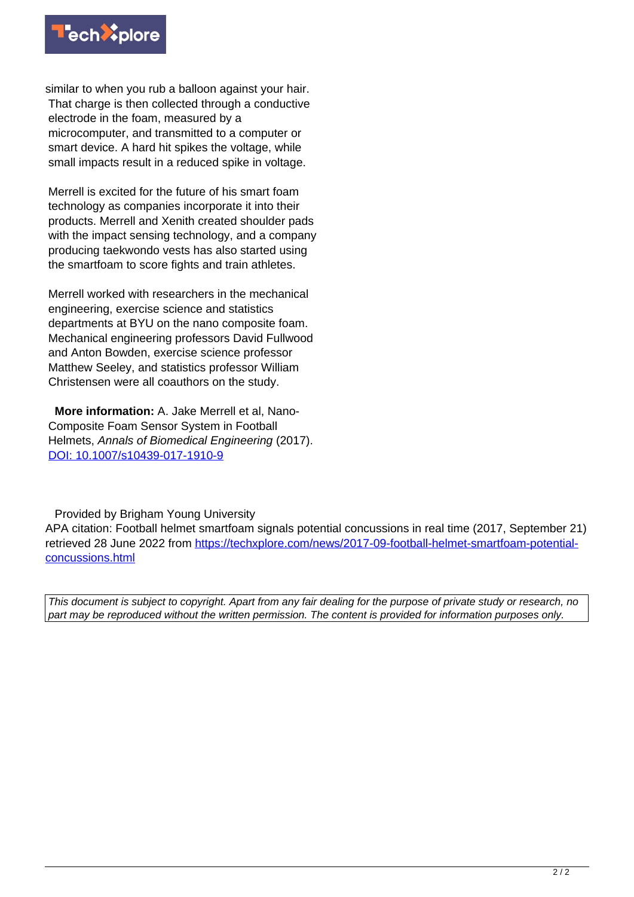similar to when you rub a balloon against your hair. That charge is then collected through a conductive electrode in the foam, measured by a microcomputer, and transmitted to a computer or smart device. A hard hit spikes the voltage, while small impacts result in a reduced spike in voltage.

Merrell is excited for the future of his smart foam technology as companies incorporate it into their products. Merrell and Xenith created shoulder pads with the impact sensing technology, and a company producing taekwondo vests has also started using the smartfoam to score fights and train athletes.

Merrell worked with researchers in the mechanical engineering, exercise science and statistics departments at BYU on the nano composite foam. Mechanical engineering professors David Fullwood and Anton Bowden, exercise science professor Matthew Seeley, and statistics professor William Christensen were all coauthors on the study.

**More information:** A. Jake Merrell et al, Nano-Composite Foam Sensor System in Football Helmets, *Annals of Biomedical Engineering* (2017). [DOI: 10.1007/s10439-017-1910-9](https://dx.doi.org/10.1007/s10439-017-1910-9)

Provided by Brigham Young University

APA citation: Football helmet smartfoam signals potential concussions in real time (2017, September 21) retrieved 28 June 2022 from https://techxplore.com/news/2017-09-football-helmet-smartfoam-potential-concussions.html

*This document is subject to copyright. Apart from any fair dealing for the purpose of private study or research, no part may be reproduced without the written permission. The content is provided for information purposes only.*